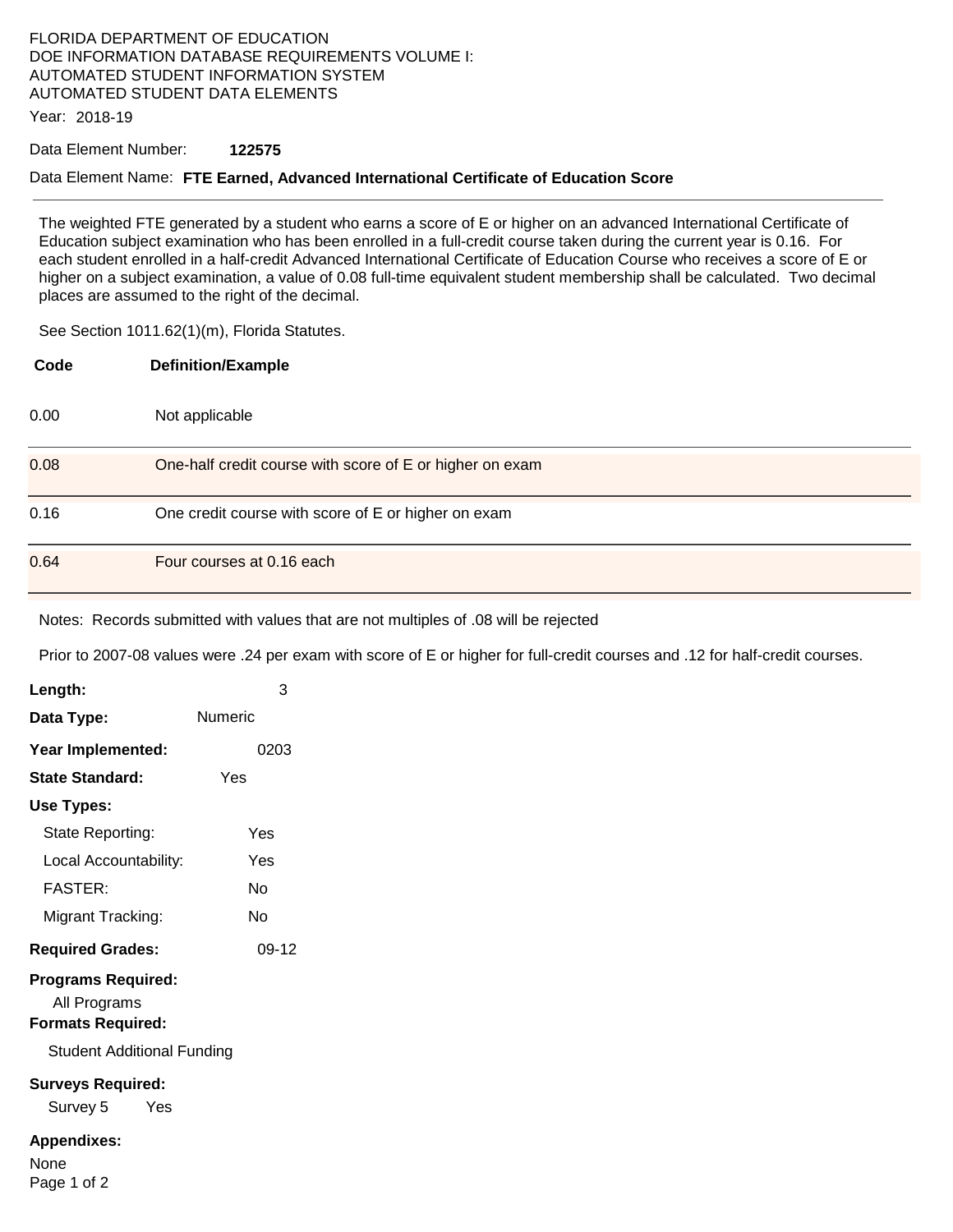FLORIDA DEPARTMENT OF EDUCATION
DOE INFORMATION DATABASE REQUIREMENTS VOLUME I:
AUTOMATED STUDENT INFORMATION SYSTEM
AUTOMATED STUDENT DATA ELEMENTS

Year: 2018-19

Data Element Number: **122575**

Data Element Name: **FTE Earned, Advanced International Certificate of Education Score**

---

The weighted FTE generated by a student who earns a score of E or higher on an advanced International Certificate of Education subject examination who has been enrolled in a full-credit course taken during the current year is 0.16. For each student enrolled in a half-credit Advanced International Certificate of Education Course who receives a score of E or higher on a subject examination, a value of 0.08 full-time equivalent student membership shall be calculated. Two decimal places are assumed to the right of the decimal.

See Section 1011.62(1)(m), Florida Statutes.

| Code | Definition/Example |
|---|---|
| 0.00 | Not applicable |
| 0.08 | One-half credit course with score of E or higher on exam |
| 0.16 | One credit course with score of E or higher on exam |
| 0.64 | Four courses at 0.16 each |

Notes: Records submitted with values that are not multiples of .08 will be rejected

Prior to 2007-08 values were .24 per exam with score of E or higher for full-credit courses and .12 for half-credit courses.

**Length:** 3

**Data Type:** Numeric

**Year Implemented:** 0203

**State Standard:** Yes

**Use Types:**

- State Reporting: Yes
- Local Accountability: Yes
- FASTER: No
- Migrant Tracking: No

**Required Grades:** 09-12

**Programs Required:**

All Programs

**Formats Required:**

Student Additional Funding

**Surveys Required:**

Survey 5 Yes

**Appendixes:**

None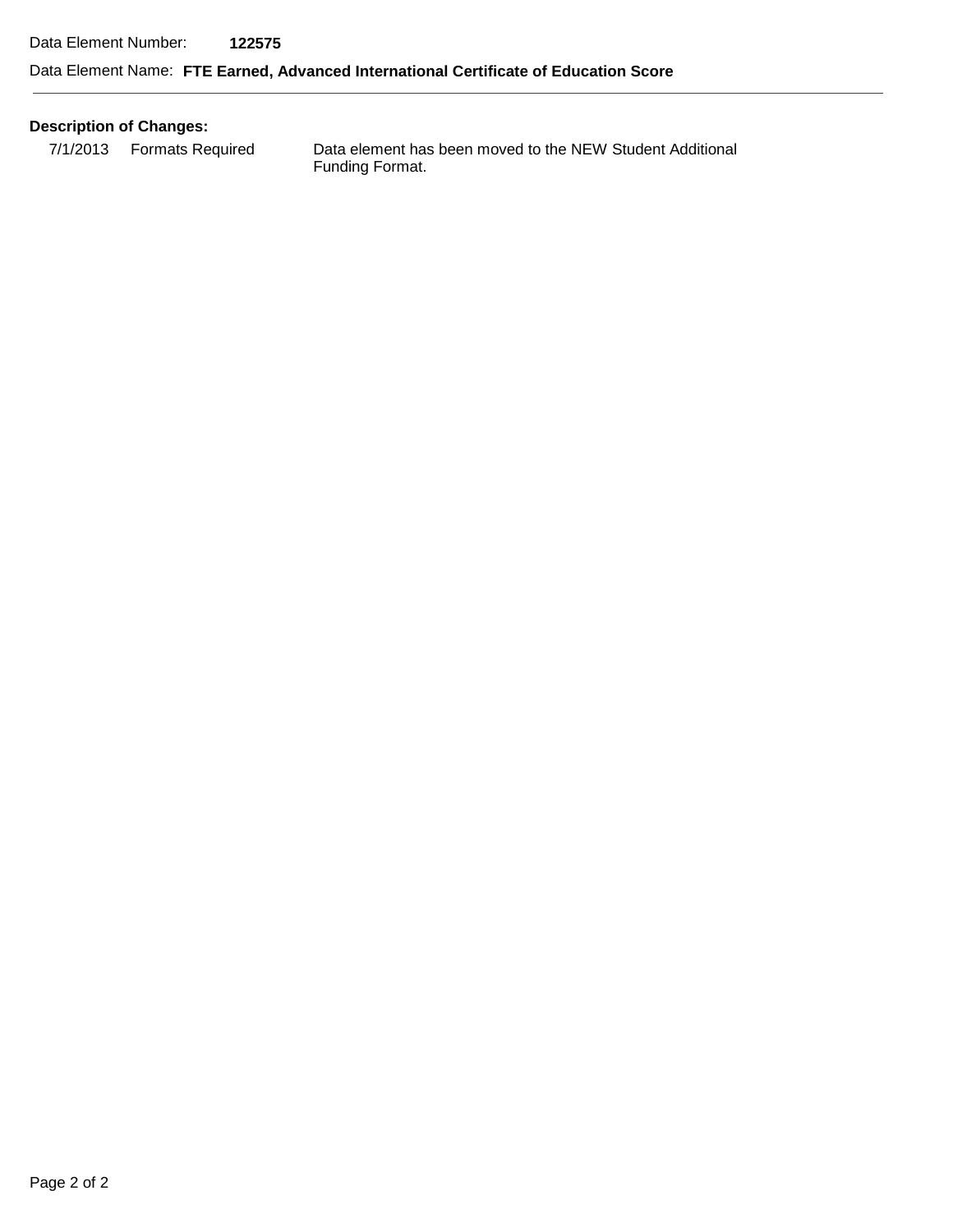Data Element Number: **122575**

Data Element Name: **FTE Earned, Advanced International Certificate of Education Score**

---

**Description of Changes:**

| | | |
|---|---|---|
| 7/1/2013 | Formats Required | Data element has been moved to the NEW Student Additional Funding Format. |